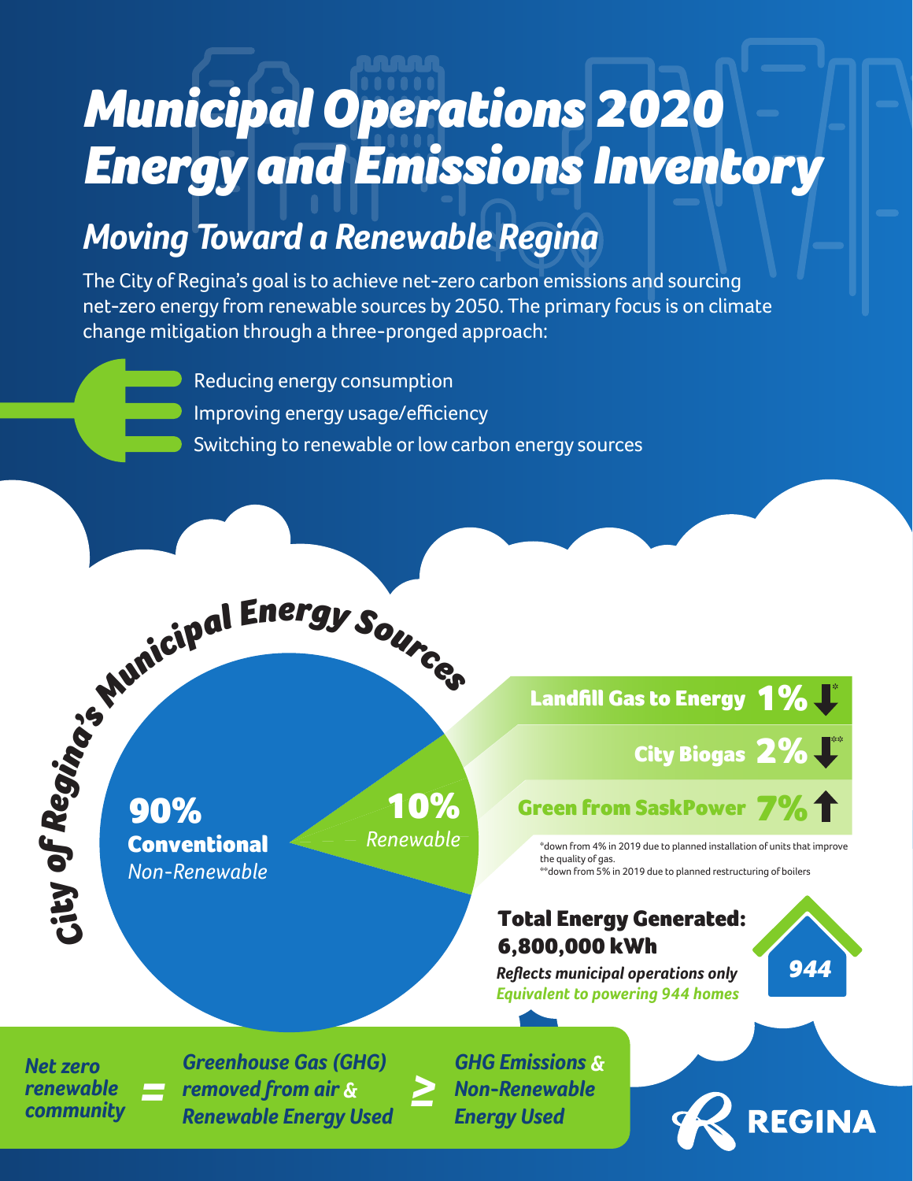# Municipal Operations 2020 Energy and Emissions Inventory

## Moving Toward a Renewable Regina

The City of Regina's goal is to achieve net-zero carbon emissions and sourcing net-zero energy from renewable sources by 2050. The primary focus is on climate change mitigation through a three-pronged approach:

- Reducing energy consumption
- Improving energy usage/efficiency
- Switching to renewable or low carbon energy sources

### City of Regina's Municipal Energy Sources

**90%** **Conventional** *Non-Renewable*

**10%** *Renewable*

- **Landfill Gas to Energy 1%** ↓*
- **City Biogas 2%** ↓**
- **Green from SaskPower 7%** ↑

*down from 4% in 2019 due to planned installation of units that improve the quality of gas.
**down from 5% in 2019 due to planned restructuring of boilers

**Total Energy Generated: 6,800,000 kWh**

*Reflects municipal operations only*
*Equivalent to powering 944 homes*

944

*Net zero renewable community* = *Greenhouse Gas (GHG) removed from air & Renewable Energy Used* ≥ *GHG Emissions & Non-Renewable Energy Used*

REGINA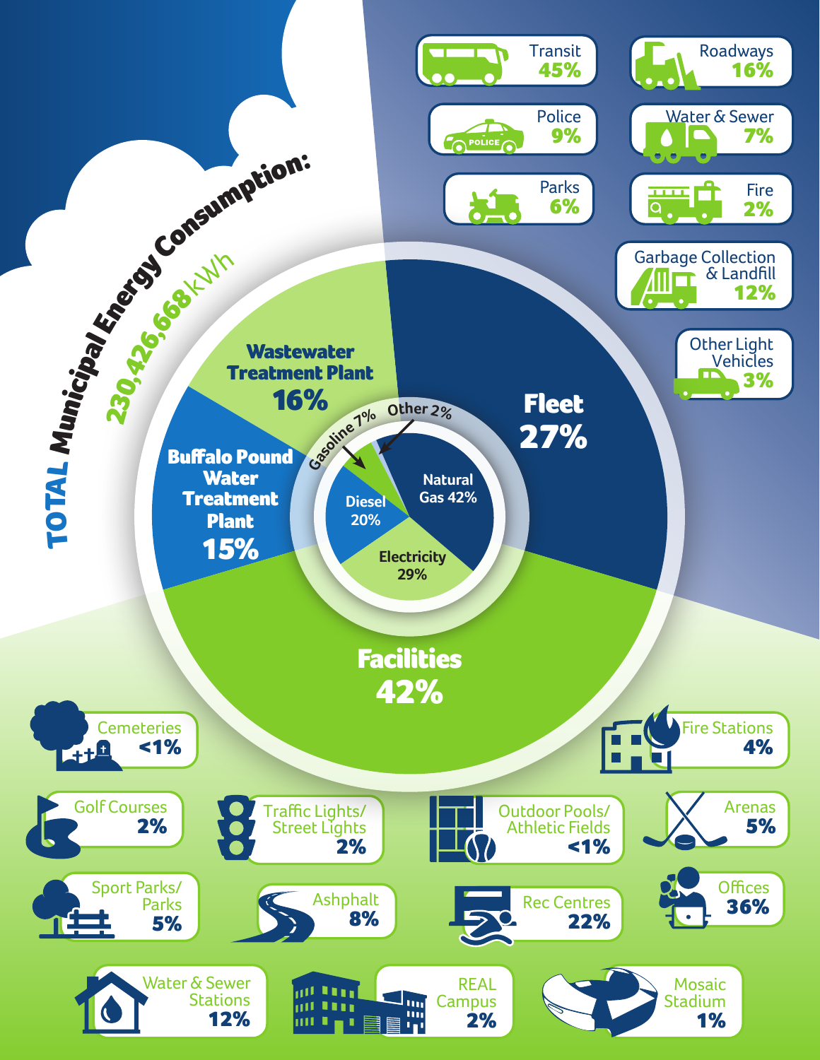# TOTAL Municipal Energy Consumption: 230,426,668 kWh

## Fleet 27%

- Transit 45%
- Roadways 16%
- Police 9%
- Water & Sewer 7%
- Parks 6%
- Fire 2%
- Garbage Collection & Landfill 12%
- Other Light Vehicles 3%

## Wastewater Treatment Plant 16%

## Buffalo Pound Water Treatment Plant 15%

## Facilities 42%

- Cemeteries <1%
- Fire Stations 4%
- Golf Courses 2%
- Traffic Lights/ Street Lights 2%
- Outdoor Pools/ Athletic Fields <1%
- Arenas 5%
- Sport Parks/ Parks 5%
- Ashphalt 8%
- Rec Centres 22%
- Offices 36%
- Water & Sewer Stations 12%
- REAL Campus 2%
- Mosaic Stadium 1%

## Energy Source

- Natural Gas 42%
- Electricity 29%
- Diesel 20%
- Gasoline 7%
- Other 2%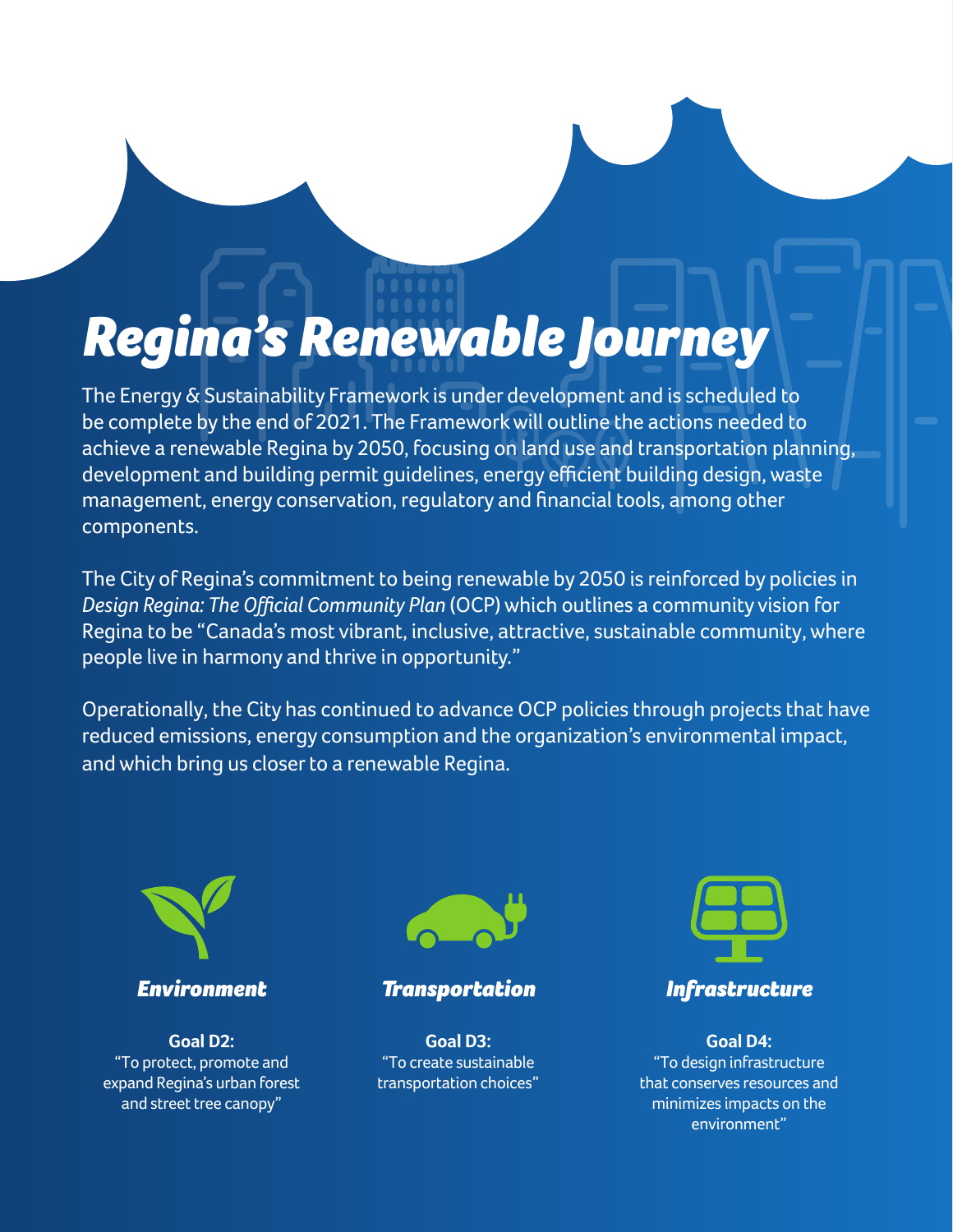# Regina's Renewable Journey

The Energy & Sustainability Framework is under development and is scheduled to be complete by the end of 2021. The Framework will outline the actions needed to achieve a renewable Regina by 2050, focusing on land use and transportation planning, development and building permit guidelines, energy efficient building design, waste management, energy conservation, regulatory and financial tools, among other components.

The City of Regina's commitment to being renewable by 2050 is reinforced by policies in *Design Regina: The Official Community Plan* (OCP) which outlines a community vision for Regina to be "Canada's most vibrant, inclusive, attractive, sustainable community, where people live in harmony and thrive in opportunity."

Operationally, the City has continued to advance OCP policies through projects that have reduced emissions, energy consumption and the organization's environmental impact, and which bring us closer to a renewable Regina.

### *Environment*

**Goal D2:**
"To protect, promote and expand Regina's urban forest and street tree canopy"

### *Transportation*

**Goal D3:**
"To create sustainable transportation choices"

### *Infrastructure*

**Goal D4:**
"To design infrastructure that conserves resources and minimizes impacts on the environment"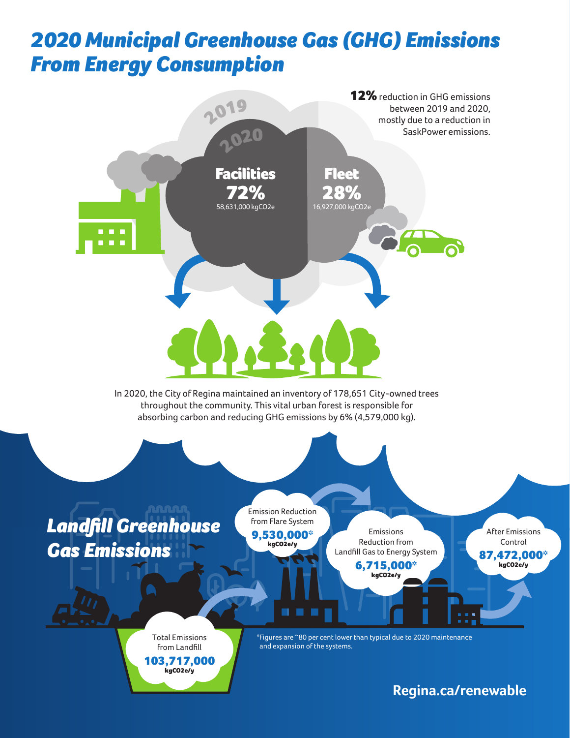# 2020 Municipal Greenhouse Gas (GHG) Emissions From Energy Consumption

**12%** reduction in GHG emissions between 2019 and 2020, mostly due to a reduction in SaskPower emissions.

2019

2020

**Facilities**
**72%**
58,631,000 kgCO2e

**Fleet**
**28%**
16,927,000 kgCO2e

In 2020, the City of Regina maintained an inventory of 178,651 City-owned trees throughout the community. This vital urban forest is responsible for absorbing carbon and reducing GHG emissions by 6% (4,579,000 kg).

# Landfill Greenhouse Gas Emissions

Total Emissions from Landfill
**103,717,000**
kgCO2e/y

Emission Reduction from Flare System
**9,530,000***
kgCO2e/y

Emissions Reduction from Landfill Gas to Energy System
**6,715,000***
kgCO2e/y

After Emissions Control
**87,472,000***
kgCO2e/y

*Figures are ~80 per cent lower than typical due to 2020 maintenance and expansion of the systems.

**Regina.ca/renewable**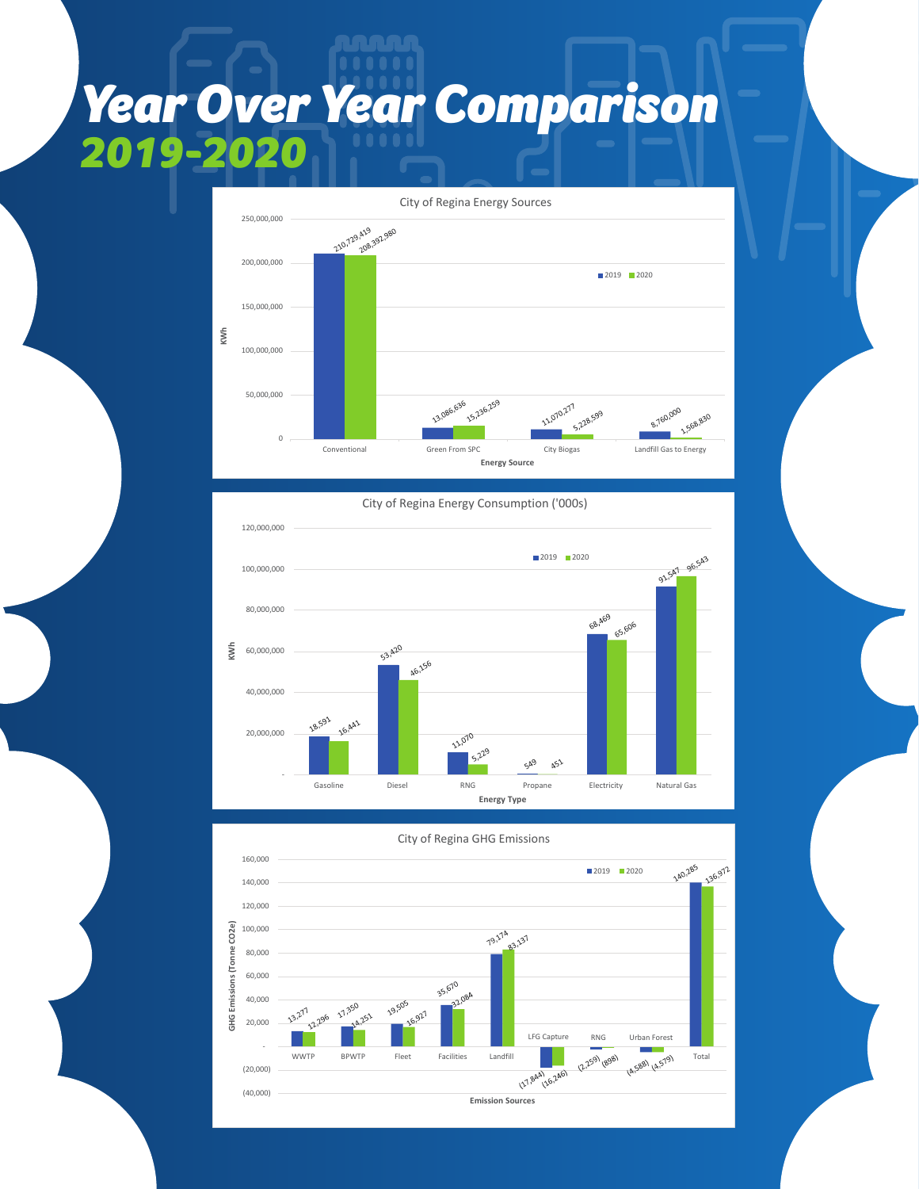# *Year Over Year Comparison*
## *2019-2020*

**City of Regina Energy Sources** (KWh)

| Energy Source | 2019 | 2020 |
|---|---|---|
| Conventional | 210,729,419 | 208,392,980 |
| Green From SPC | 13,086,636 | 15,236,259 |
| City Biogas | 11,070,277 | 5,228,599 |
| Landfill Gas to Energy | 8,760,000 | 1,568,830 |

**City of Regina Energy Consumption ('000s)** (KWh)

| Energy Type | 2019 | 2020 |
|---|---|---|
| Gasoline | 18,591 | 16,441 |
| Diesel | 53,420 | 46,156 |
| RNG | 11,070 | 5,229 |
| Propane | 549 | 451 |
| Electricity | 68,469 | 65,606 |
| Natural Gas | 91,547 | 96,543 |

**City of Regina GHG Emissions** (GHG Emissions (Tonne CO2e))

| Emission Sources | 2019 | 2020 |
|---|---|---|
| WWTP | 13,277 | 12,296 |
| BPWTP | 17,350 | 14,251 |
| Fleet | 19,505 | 16,927 |
| Facilities | 35,670 | 32,084 |
| Landfill | 79,174 | 83,137 |
| LFG Capture | (17,844) | (16,246) |
| RNG | (2,259) | (898) |
| Urban Forest | (4,588) | (4,579) |
| Total | 140,285 | 136,972 |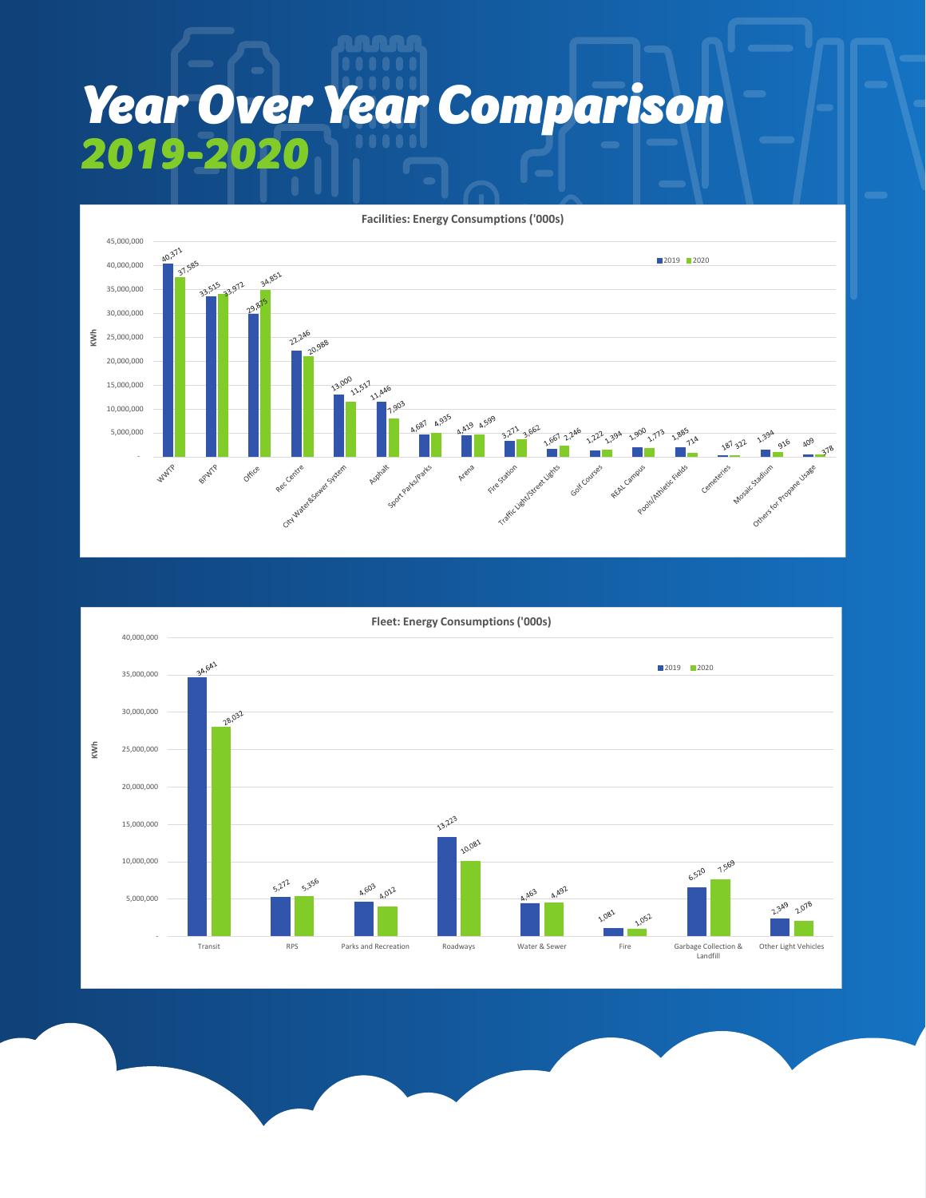# Year Over Year Comparison 2019-2020

**Facilities: Energy Consumptions ('000s)**

2019 2020

KWh

45,000,000
40,000,000
35,000,000
30,000,000
25,000,000
20,000,000
15,000,000
10,000,000
5,000,000
-

WWTP 40,371 37,585
BPWTP 33,515 33,972
Office 29,875 34,851
Rec Centre 22,246 20,988
City Water&Sewer System 13,000 11,517
Asphalt 11,446 7,903
Sport Parks/Parks 4,687 4,935
Arena 4,419 4,599
Fire Station 3,271 3,662
Traffic Light/Street Lights 1,667 2,246
Golf Courses 1,222 1,394
REAL Campus 1,900 1,773
Pools/Athletic Fields 1,885 714
Cemeteries 187 322
Mosaic Stadium 1,394 916
Others for Propane Usage 409 378

**Fleet: Energy Consumptions ('000s)**

2019 2020

KWh

40,000,000
35,000,000
30,000,000
25,000,000
20,000,000
15,000,000
10,000,000
5,000,000
-

Transit 34,641 28,032
RPS 5,272 5,356
Parks and Recreation 4,603 4,012
Roadways 13,223 10,081
Water & Sewer 4,463 4,492
Fire 1,081 1,052
Garbage Collection & Landfill 6,520 7,569
Other Light Vehicles 2,349 2,078